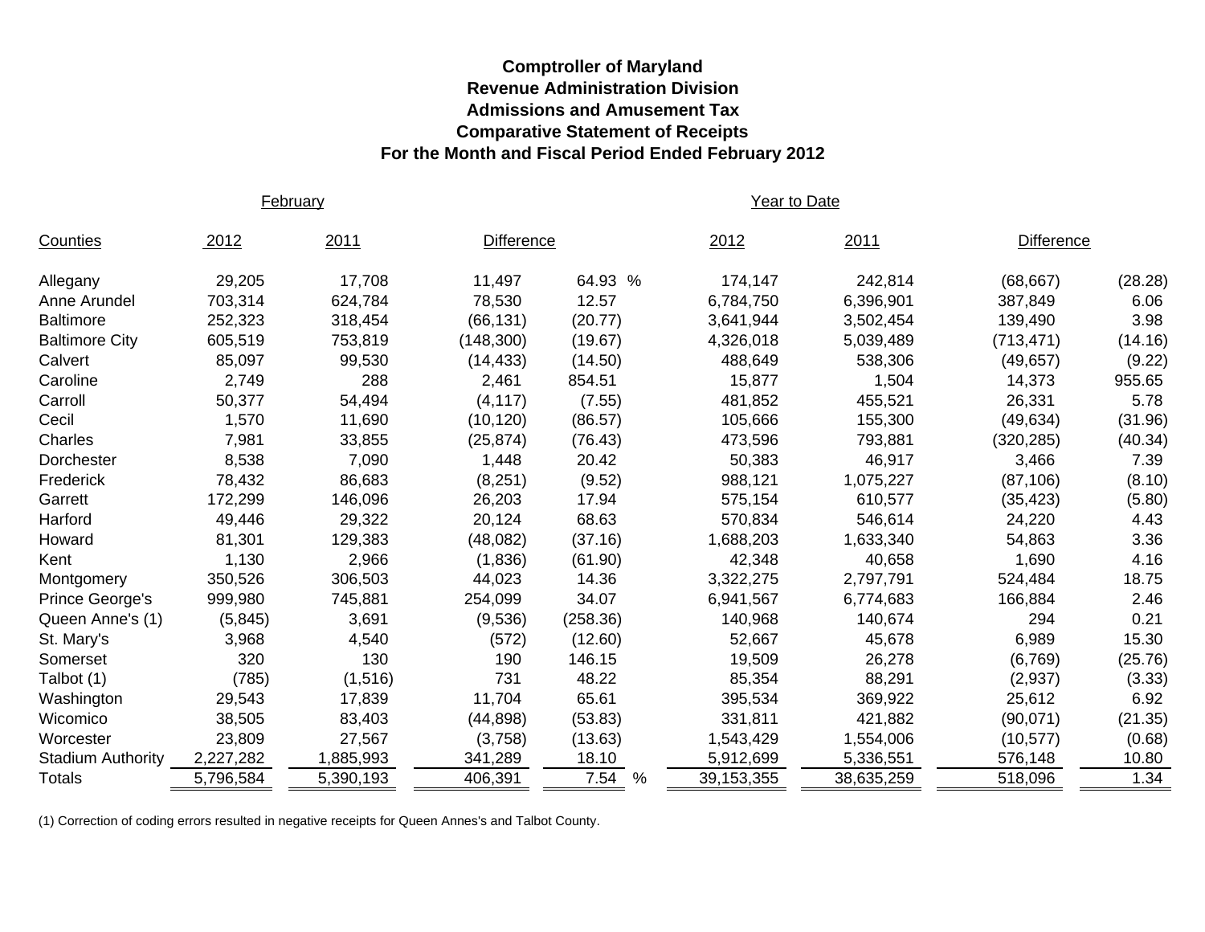**Comptroller of Maryland**
**Revenue Administration Division**
**Admissions and Amusement Tax**
**Comparative Statement of Receipts**
**For the Month and Fiscal Period Ended February 2012**

| | February | | | | Year to Date | | | |
|---|---|---|---|---|---|---|---|---|
| Counties | 2012 | 2011 | Difference | | 2012 | 2011 | Difference | |
| Allegany | 29,205 | 17,708 | 11,497 | 64.93 % | 174,147 | 242,814 | (68,667) | (28.28) |
| Anne Arundel | 703,314 | 624,784 | 78,530 | 12.57 | 6,784,750 | 6,396,901 | 387,849 | 6.06 |
| Baltimore | 252,323 | 318,454 | (66,131) | (20.77) | 3,641,944 | 3,502,454 | 139,490 | 3.98 |
| Baltimore City | 605,519 | 753,819 | (148,300) | (19.67) | 4,326,018 | 5,039,489 | (713,471) | (14.16) |
| Calvert | 85,097 | 99,530 | (14,433) | (14.50) | 488,649 | 538,306 | (49,657) | (9.22) |
| Caroline | 2,749 | 288 | 2,461 | 854.51 | 15,877 | 1,504 | 14,373 | 955.65 |
| Carroll | 50,377 | 54,494 | (4,117) | (7.55) | 481,852 | 455,521 | 26,331 | 5.78 |
| Cecil | 1,570 | 11,690 | (10,120) | (86.57) | 105,666 | 155,300 | (49,634) | (31.96) |
| Charles | 7,981 | 33,855 | (25,874) | (76.43) | 473,596 | 793,881 | (320,285) | (40.34) |
| Dorchester | 8,538 | 7,090 | 1,448 | 20.42 | 50,383 | 46,917 | 3,466 | 7.39 |
| Frederick | 78,432 | 86,683 | (8,251) | (9.52) | 988,121 | 1,075,227 | (87,106) | (8.10) |
| Garrett | 172,299 | 146,096 | 26,203 | 17.94 | 575,154 | 610,577 | (35,423) | (5.80) |
| Harford | 49,446 | 29,322 | 20,124 | 68.63 | 570,834 | 546,614 | 24,220 | 4.43 |
| Howard | 81,301 | 129,383 | (48,082) | (37.16) | 1,688,203 | 1,633,340 | 54,863 | 3.36 |
| Kent | 1,130 | 2,966 | (1,836) | (61.90) | 42,348 | 40,658 | 1,690 | 4.16 |
| Montgomery | 350,526 | 306,503 | 44,023 | 14.36 | 3,322,275 | 2,797,791 | 524,484 | 18.75 |
| Prince George's | 999,980 | 745,881 | 254,099 | 34.07 | 6,941,567 | 6,774,683 | 166,884 | 2.46 |
| Queen Anne's (1) | (5,845) | 3,691 | (9,536) | (258.36) | 140,968 | 140,674 | 294 | 0.21 |
| St. Mary's | 3,968 | 4,540 | (572) | (12.60) | 52,667 | 45,678 | 6,989 | 15.30 |
| Somerset | 320 | 130 | 190 | 146.15 | 19,509 | 26,278 | (6,769) | (25.76) |
| Talbot (1) | (785) | (1,516) | 731 | 48.22 | 85,354 | 88,291 | (2,937) | (3.33) |
| Washington | 29,543 | 17,839 | 11,704 | 65.61 | 395,534 | 369,922 | 25,612 | 6.92 |
| Wicomico | 38,505 | 83,403 | (44,898) | (53.83) | 331,811 | 421,882 | (90,071) | (21.35) |
| Worcester | 23,809 | 27,567 | (3,758) | (13.63) | 1,543,429 | 1,554,006 | (10,577) | (0.68) |
| Stadium Authority | 2,227,282 | 1,885,993 | 341,289 | 18.10 | 5,912,699 | 5,336,551 | 576,148 | 10.80 |
| Totals | 5,796,584 | 5,390,193 | 406,391 | 7.54 % | 39,153,355 | 38,635,259 | 518,096 | 1.34 |

(1) Correction of coding errors resulted in negative receipts for Queen Annes's and Talbot County.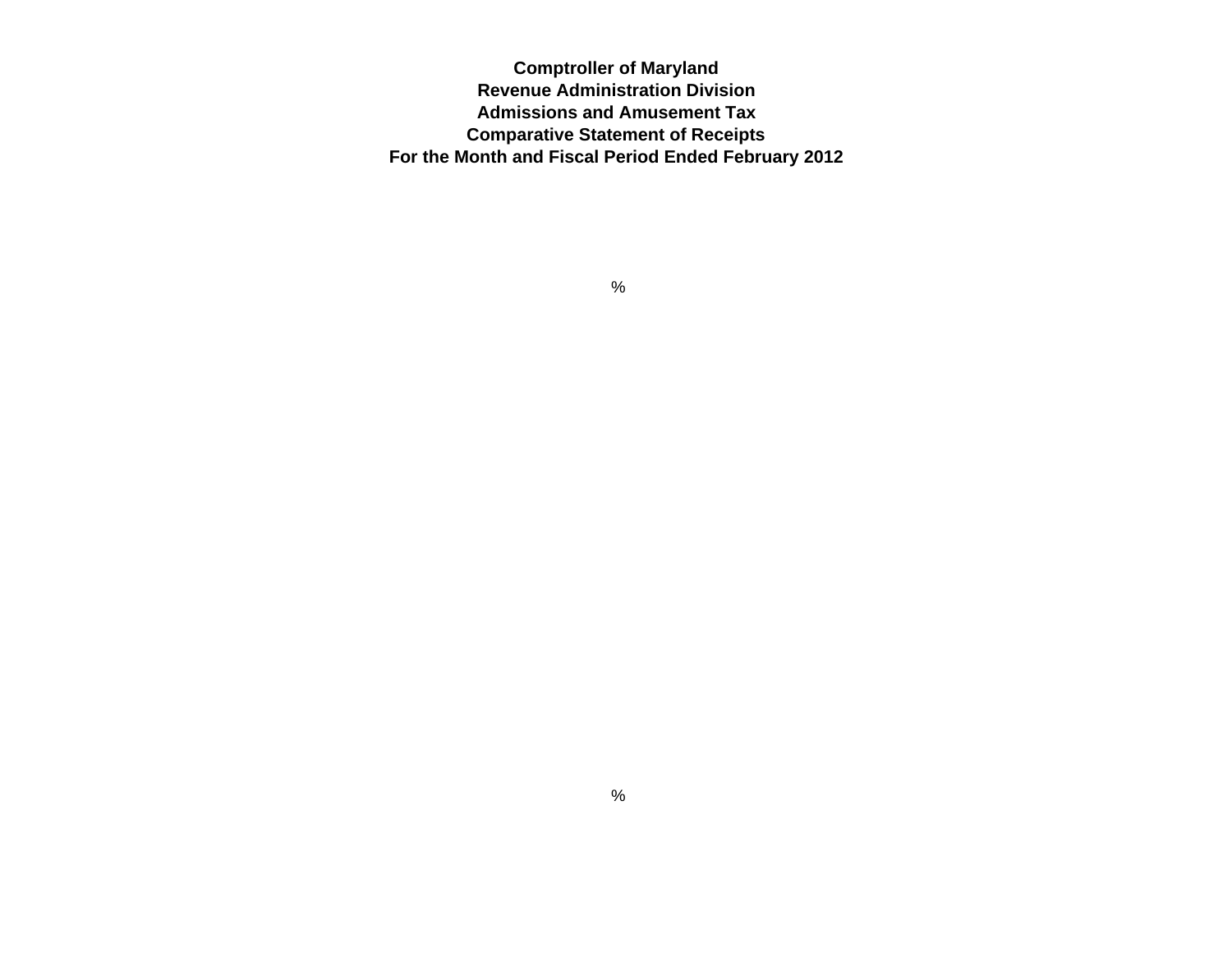**Comptroller of Maryland**
**Revenue Administration Division**
**Admissions and Amusement Tax**
**Comparative Statement of Receipts**
**For the Month and Fiscal Period Ended February 2012**

%

%